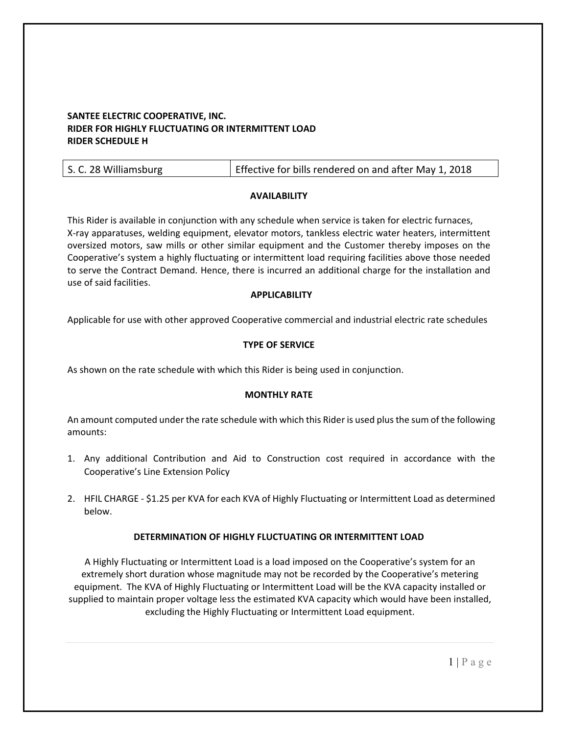**SANTEE ELECTRIC COOPERATIVE, INC.**
**RIDER FOR HIGHLY FLUCTUATING OR INTERMITTENT LOAD**
**RIDER SCHEDULE H**

| S. C. 28 Williamsburg | Effective for bills rendered on and after May 1, 2018 |
|---|---|

## AVAILABILITY

This Rider is available in conjunction with any schedule when service is taken for electric furnaces, X-ray apparatuses, welding equipment, elevator motors, tankless electric water heaters, intermittent oversized motors, saw mills or other similar equipment and the Customer thereby imposes on the Cooperative's system a highly fluctuating or intermittent load requiring facilities above those needed to serve the Contract Demand. Hence, there is incurred an additional charge for the installation and use of said facilities.

## APPLICABILITY

Applicable for use with other approved Cooperative commercial and industrial electric rate schedules

## TYPE OF SERVICE

As shown on the rate schedule with which this Rider is being used in conjunction.

## MONTHLY RATE

An amount computed under the rate schedule with which this Rider is used plus the sum of the following amounts:

1. Any additional Contribution and Aid to Construction cost required in accordance with the Cooperative's Line Extension Policy

2. HFIL CHARGE - $1.25 per KVA for each KVA of Highly Fluctuating or Intermittent Load as determined below.

## DETERMINATION OF HIGHLY FLUCTUATING OR INTERMITTENT LOAD

A Highly Fluctuating or Intermittent Load is a load imposed on the Cooperative's system for an extremely short duration whose magnitude may not be recorded by the Cooperative's metering equipment. The KVA of Highly Fluctuating or Intermittent Load will be the KVA capacity installed or supplied to maintain proper voltage less the estimated KVA capacity which would have been installed, excluding the Highly Fluctuating or Intermittent Load equipment.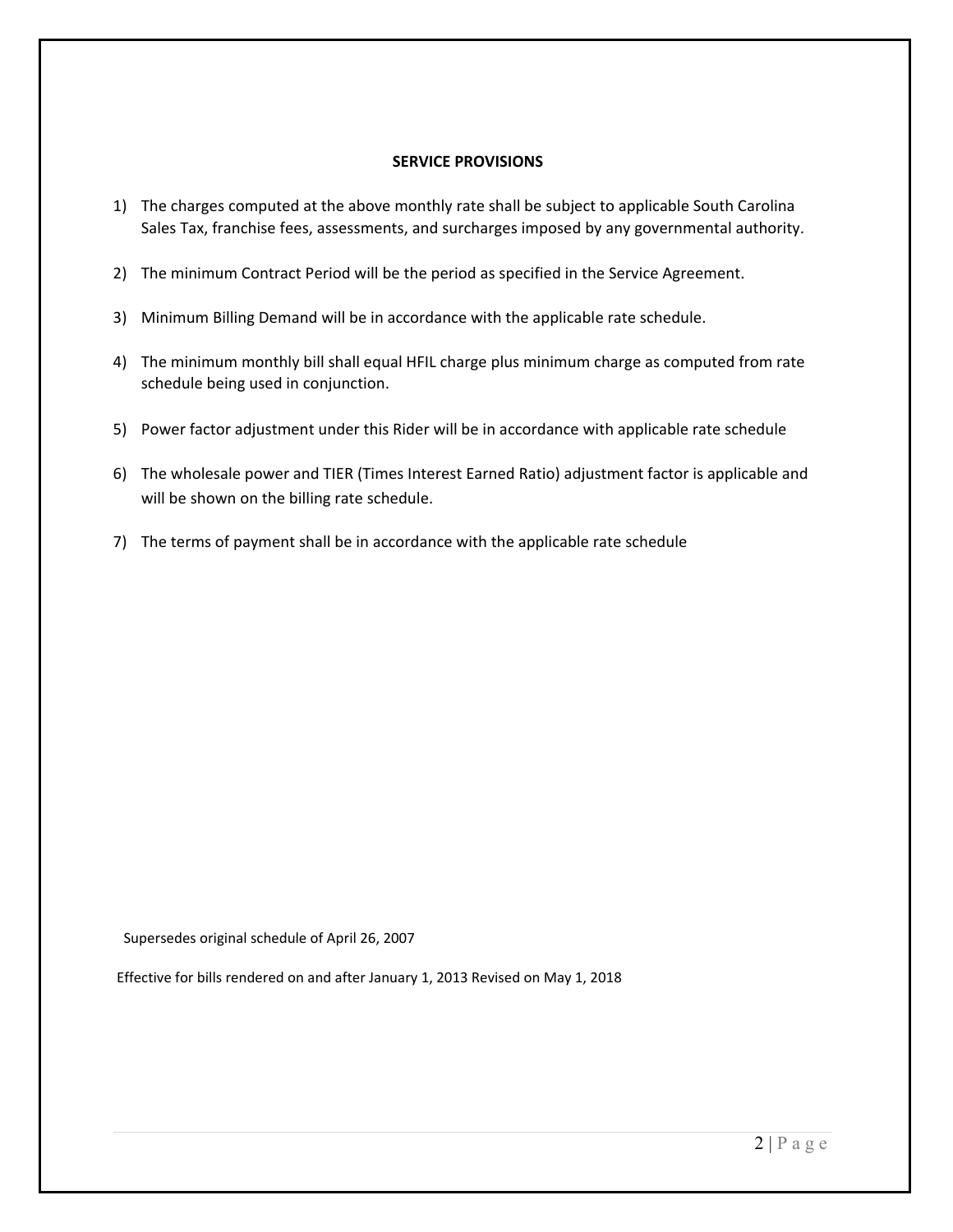## SERVICE PROVISIONS

1) The charges computed at the above monthly rate shall be subject to applicable South Carolina Sales Tax, franchise fees, assessments, and surcharges imposed by any governmental authority.
2) The minimum Contract Period will be the period as specified in the Service Agreement.
3) Minimum Billing Demand will be in accordance with the applicable rate schedule.
4) The minimum monthly bill shall equal HFIL charge plus minimum charge as computed from rate schedule being used in conjunction.
5) Power factor adjustment under this Rider will be in accordance with applicable rate schedule
6) The wholesale power and TIER (Times Interest Earned Ratio) adjustment factor is applicable and will be shown on the billing rate schedule.
7) The terms of payment shall be in accordance with the applicable rate schedule

Supersedes original schedule of April 26, 2007

Effective for bills rendered on and after January 1, 2013 Revised on May 1, 2018